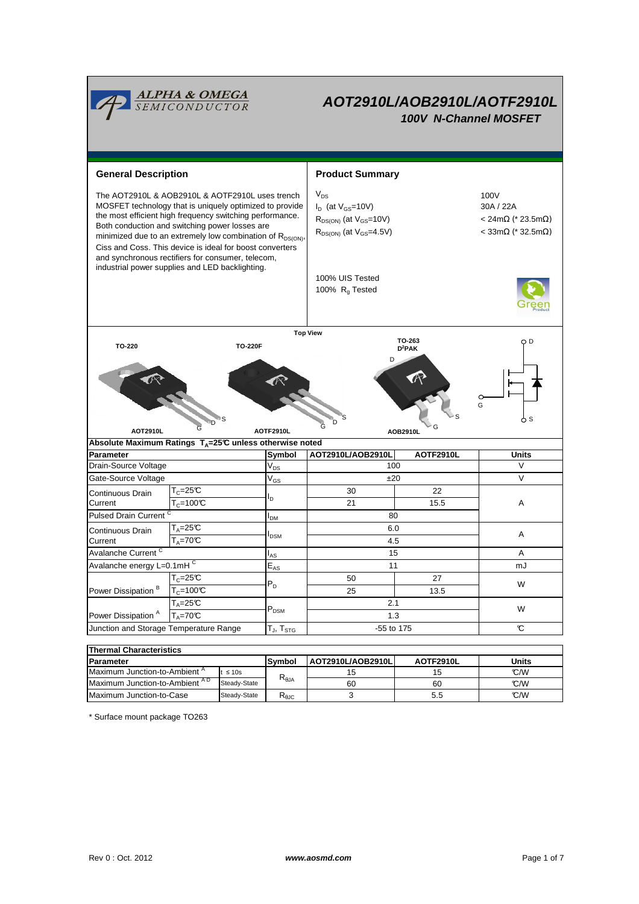# AOT2910L/AOB2910L/AOTF2910L

## 100V N-Channel MOSFET

## General Description

The AOT2910L & AOB2910L & AOTF2910L uses trench MOSFET technology that is uniquely optimized to provide the most efficient high frequency switching performance. Both conduction and switching power losses are minimized due to an extremely low combination of $R_{DS(ON)}$, Ciss and Coss. This device is ideal for boost converters and synchronous rectifiers for consumer, telecom, industrial power supplies and LED backlighting.

## Product Summary

| | |
|---|---|
| $V_{DS}$ | 100V |
| $I_D$ (at $V_{GS}$=10V) | 30A / 22A |
| $R_{DS(ON)}$ (at $V_{GS}$=10V) | < 24mΩ (* 23.5mΩ) |
| $R_{DS(ON)}$ (at $V_{GS}$=4.5V) | < 33mΩ (* 32.5mΩ) |

100% UIS Tested
100% $R_g$ Tested

Top View

TO-220 — AOT2910L (G D S)
TO-220F — AOTF2910L (G D S)
TO-263 $D^2PAK$ — AOB2910L (G D S)

### Absolute Maximum Ratings $T_A$=25°C unless otherwise noted

| Parameter | | Symbol | AOT2910L/AOB2910L | AOTF2910L | Units |
|---|---|---|---|---|---|
| Drain-Source Voltage | | $V_{DS}$ | 100 | | V |
| Gate-Source Voltage | | $V_{GS}$ | ±20 | | V |
| Continuous Drain Current | $T_C$=25°C | $I_D$ | 30 | 22 | A |
| | $T_C$=100°C | | 21 | 15.5 | |
| Pulsed Drain Current [C] | | $I_{DM}$ | 80 | | |
| Continuous Drain Current | $T_A$=25°C | $I_{DSM}$ | 6.0 | | A |
| | $T_A$=70°C | | 4.5 | | |
| Avalanche Current [C] | | $I_{AS}$ | 15 | | A |
| Avalanche energy L=0.1mH [C] | | $E_{AS}$ | 11 | | mJ |
| Power Dissipation [B] | $T_C$=25°C | $P_D$ | 50 | 27 | W |
| | $T_C$=100°C | | 25 | 13.5 | |
| Power Dissipation [A] | $T_A$=25°C | $P_{DSM}$ | 2.1 | | W |
| | $T_A$=70°C | | 1.3 | | |
| Junction and Storage Temperature Range | | $T_J$, $T_{STG}$ | -55 to 175 | | °C |

### Thermal Characteristics

| Parameter | | Symbol | AOT2910L/AOB2910L | AOTF2910L | Units |
|---|---|---|---|---|---|
| Maximum Junction-to-Ambient [A] | t ≤ 10s | $R_{\theta JA}$ | 15 | 15 | °C/W |
| Maximum Junction-to-Ambient [A D] | Steady-State | | 60 | 60 | °C/W |
| Maximum Junction-to-Case | Steady-State | $R_{\theta JC}$ | 3 | 5.5 | °C/W |

\* Surface mount package TO263

Rev 0 : Oct. 2012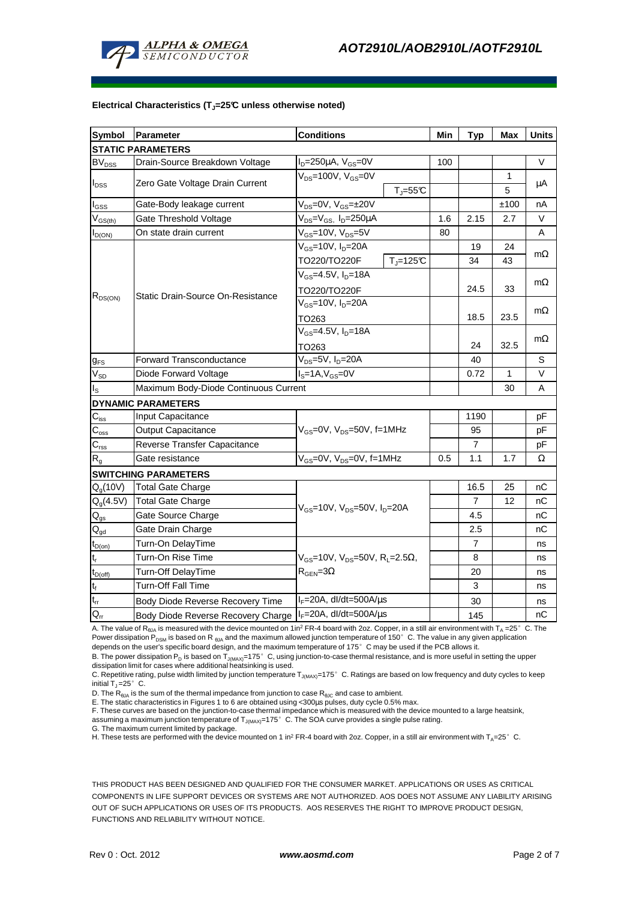**Electrical Characteristics ($T_J$=25°C unless otherwise noted)**

| Symbol | Parameter | Conditions | | Min | Typ | Max | Units |
|---|---|---|---|---|---|---|---|
| **STATIC PARAMETERS** | | | | | | | |
| $BV_{DSS}$ | Drain-Source Breakdown Voltage | $I_D$=250µA, $V_{GS}$=0V | | 100 | | | V |
| $I_{DSS}$ | Zero Gate Voltage Drain Current | $V_{DS}$=100V, $V_{GS}$=0V | | | | 1 | µA |
| | | | $T_J$=55°C | | | 5 | |
| $I_{GSS}$ | Gate-Body leakage current | $V_{DS}$=0V, $V_{GS}$=±20V | | | | ±100 | nA |
| $V_{GS(th)}$ | Gate Threshold Voltage | $V_{DS}$=$V_{GS}$, $I_D$=250µA | | 1.6 | 2.15 | 2.7 | V |
| $I_{D(ON)}$ | On state drain current | $V_{GS}$=10V, $V_{DS}$=5V | | 80 | | | A |
| $R_{DS(ON)}$ | Static Drain-Source On-Resistance | $V_{GS}$=10V, $I_D$=20A | | | 19 | 24 | mΩ |
| | | TO220/TO220F | $T_J$=125°C | | 34 | 43 | |
| | | $V_{GS}$=4.5V, $I_D$=18A TO220/TO220F | | | 24.5 | 33 | mΩ |
| | | $V_{GS}$=10V, $I_D$=20A TO263 | | | 18.5 | 23.5 | mΩ |
| | | $V_{GS}$=4.5V, $I_D$=18A TO263 | | | 24 | 32.5 | mΩ |
| $g_{FS}$ | Forward Transconductance | $V_{DS}$=5V, $I_D$=20A | | | 40 | | S |
| $V_{SD}$ | Diode Forward Voltage | $I_S$=1A, $V_{GS}$=0V | | | 0.72 | 1 | V |
| $I_S$ | Maximum Body-Diode Continuous Current | | | | | 30 | A |
| **DYNAMIC PARAMETERS** | | | | | | | |
| $C_{iss}$ | Input Capacitance | $V_{GS}$=0V, $V_{DS}$=50V, f=1MHz | | | 1190 | | pF |
| $C_{oss}$ | Output Capacitance | | | | 95 | | pF |
| $C_{rss}$ | Reverse Transfer Capacitance | | | | 7 | | pF |
| $R_g$ | Gate resistance | $V_{GS}$=0V, $V_{DS}$=0V, f=1MHz | | 0.5 | 1.1 | 1.7 | Ω |
| **SWITCHING PARAMETERS** | | | | | | | |
| $Q_g$(10V) | Total Gate Charge | $V_{GS}$=10V, $V_{DS}$=50V, $I_D$=20A | | | 16.5 | 25 | nC |
| $Q_g$(4.5V) | Total Gate Charge | | | | 7 | 12 | nC |
| $Q_{gs}$ | Gate Source Charge | | | | 4.5 | | nC |
| $Q_{gd}$ | Gate Drain Charge | | | | 2.5 | | nC |
| $t_{D(on)}$ | Turn-On DelayTime | $V_{GS}$=10V, $V_{DS}$=50V, $R_L$=2.5Ω, $R_{GEN}$=3Ω | | | 7 | | ns |
| $t_r$ | Turn-On Rise Time | | | | 8 | | ns |
| $t_{D(off)}$ | Turn-Off DelayTime | | | | 20 | | ns |
| $t_f$ | Turn-Off Fall Time | | | | 3 | | ns |
| $t_{rr}$ | Body Diode Reverse Recovery Time | $I_F$=20A, dI/dt=500A/µs | | | 30 | | ns |
| $Q_{rr}$ | Body Diode Reverse Recovery Charge | $I_F$=20A, dI/dt=500A/µs | | | 145 | | nC |

A. The value of $R_{\theta JA}$ is measured with the device mounted on 1in² FR-4 board with 2oz. Copper, in a still air environment with $T_A$ =25° C. The Power dissipation $P_{DSM}$ is based on $R_{\theta JA}$ and the maximum allowed junction temperature of 150° C. The value in any given application depends on the user's specific board design, and the maximum temperature of 175° C may be used if the PCB allows it.

B. The power dissipation $P_D$ is based on $T_{J(MAX)}$=175° C, using junction-to-case thermal resistance, and is more useful in setting the upper dissipation limit for cases where additional heatsinking is used.

C. Repetitive rating, pulse width limited by junction temperature $T_{J(MAX)}$=175° C. Ratings are based on low frequency and duty cycles to keep initial $T_J$=25° C.

D. The $R_{\theta JA}$ is the sum of the thermal impedance from junction to case $R_{\theta JC}$ and case to ambient.

E. The static characteristics in Figures 1 to 6 are obtained using <300µs pulses, duty cycle 0.5% max.

F. These curves are based on the junction-to-case thermal impedance which is measured with the device mounted to a large heatsink, assuming a maximum junction temperature of $T_{J(MAX)}$=175° C. The SOA curve provides a single pulse rating.

G. The maximum current limited by package.

H. These tests are performed with the device mounted on 1 in² FR-4 board with 2oz. Copper, in a still air environment with $T_A$=25° C.

THIS PRODUCT HAS BEEN DESIGNED AND QUALIFIED FOR THE CONSUMER MARKET. APPLICATIONS OR USES AS CRITICAL COMPONENTS IN LIFE SUPPORT DEVICES OR SYSTEMS ARE NOT AUTHORIZED. AOS DOES NOT ASSUME ANY LIABILITY ARISING OUT OF SUCH APPLICATIONS OR USES OF ITS PRODUCTS. AOS RESERVES THE RIGHT TO IMPROVE PRODUCT DESIGN, FUNCTIONS AND RELIABILITY WITHOUT NOTICE.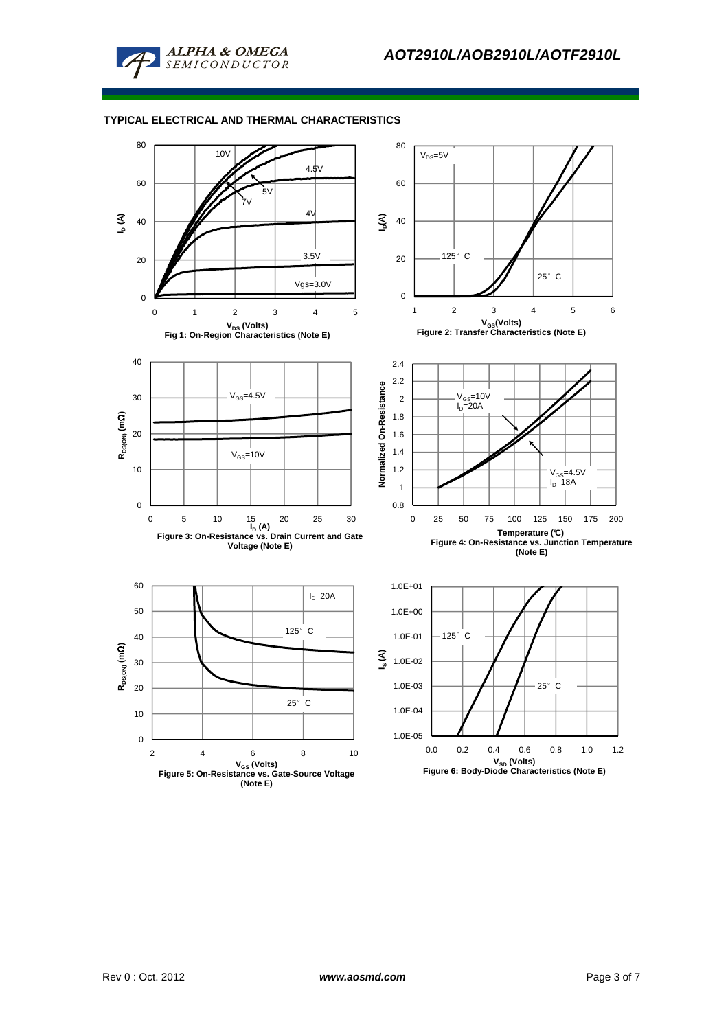## TYPICAL ELECTRICAL AND THERMAL CHARACTERISTICS

Fig 1: On-Region Characteristics (Note E)

Figure 2: Transfer Characteristics (Note E)

Figure 3: On-Resistance vs. Drain Current and Gate Voltage (Note E)

Figure 4: On-Resistance vs. Junction Temperature (Note E)

Figure 5: On-Resistance vs. Gate-Source Voltage (Note E)

Figure 6: Body-Diode Characteristics (Note E)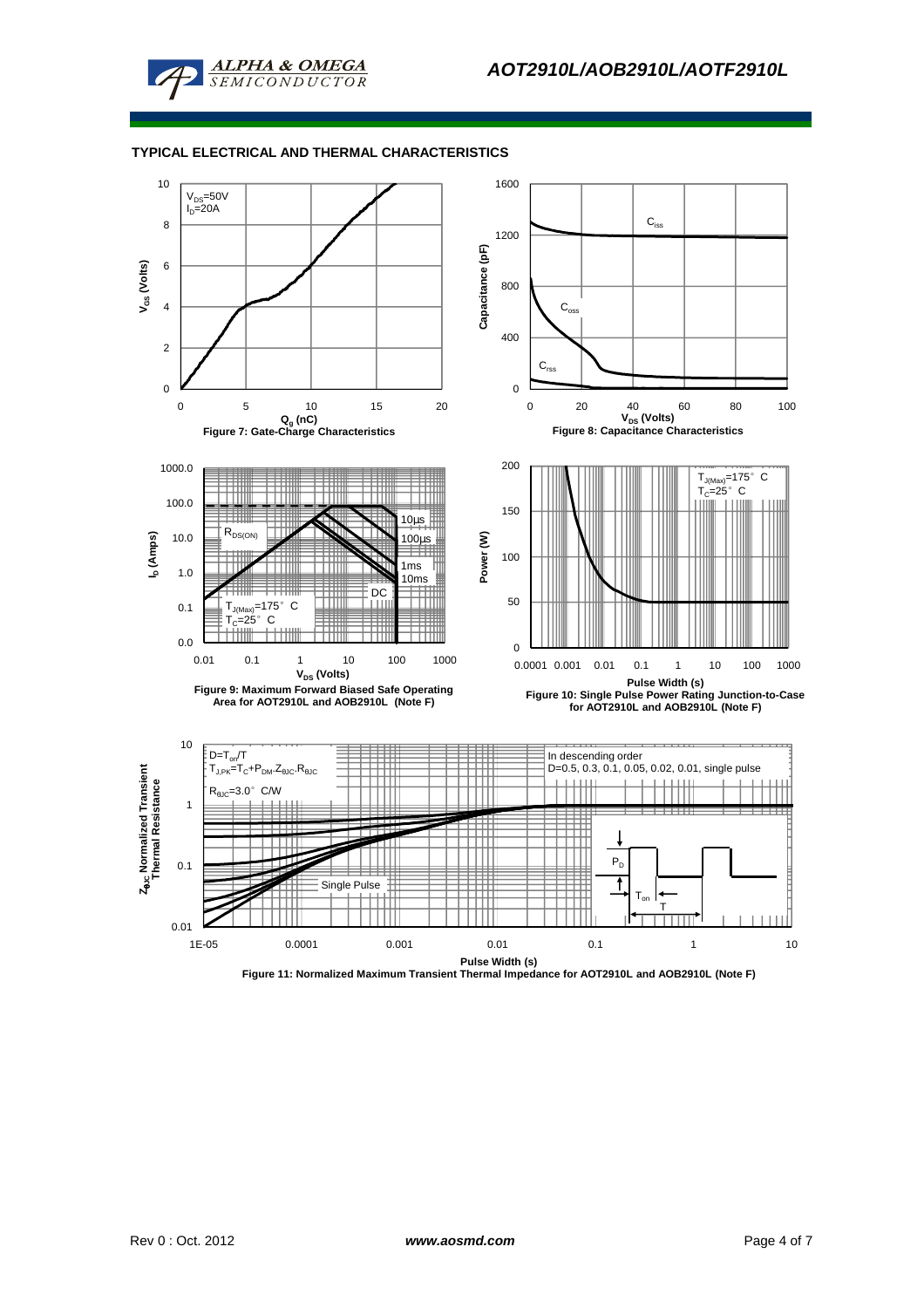## TYPICAL ELECTRICAL AND THERMAL CHARACTERISTICS

$V_{DS}$=50V
$I_D$=20A

$Q_g$ (nC)

Figure 7: Gate-Charge Characteristics

$C_{iss}$

$C_{oss}$

$C_{rss}$

$V_{DS}$ (Volts)

Figure 8: Capacitance Characteristics

$R_{DS(ON)}$

10µs

100µs

1ms

10ms

DC

$T_{J(Max)}$=175° C
$T_C$=25° C

$V_{DS}$ (Volts)

Figure 9: Maximum Forward Biased Safe Operating Area for AOT2910L and AOB2910L (Note F)

$T_{J(Max)}$=175° C
$T_C$=25° C

Pulse Width (s)

Figure 10: Single Pulse Power Rating Junction-to-Case for AOT2910L and AOB2910L (Note F)

$D=T_{on}/T$
$T_{J,PK}=T_C+P_{DM}.Z_{\theta JC}.R_{\theta JC}$

$R_{\theta JC}$=3.0° C/W

In descending order
D=0.5, 0.3, 0.1, 0.05, 0.02, 0.01, single pulse

Single Pulse

Pulse Width (s)

Figure 11: Normalized Maximum Transient Thermal Impedance for AOT2910L and AOB2910L (Note F)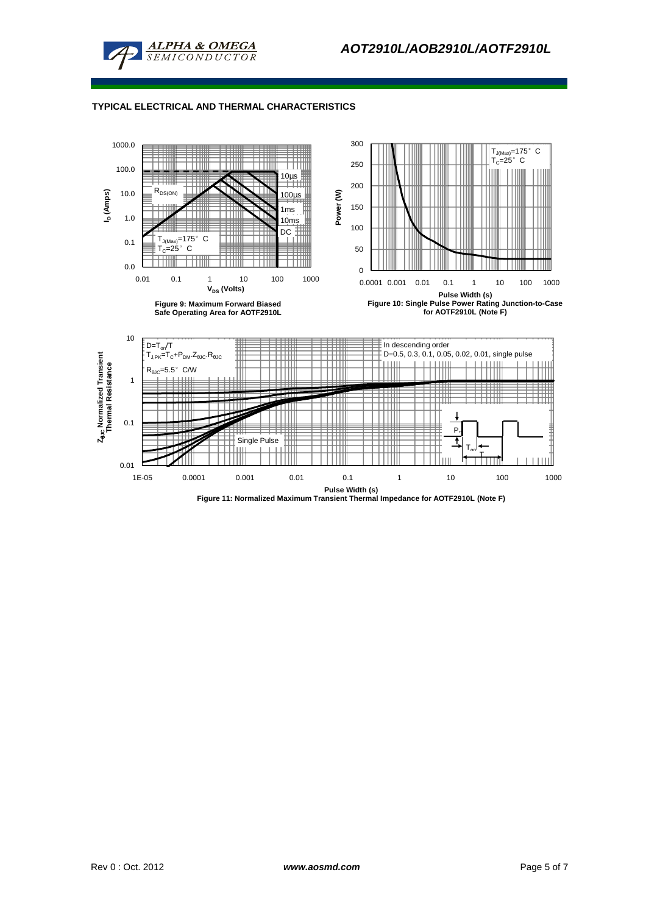## TYPICAL ELECTRICAL AND THERMAL CHARACTERISTICS

Figure 9: Maximum Forward Biased Safe Operating Area for AOTF2910L

Figure 10: Single Pulse Power Rating Junction-to-Case for AOTF2910L (Note F)

Figure 11: Normalized Maximum Transient Thermal Impedance for AOTF2910L (Note F)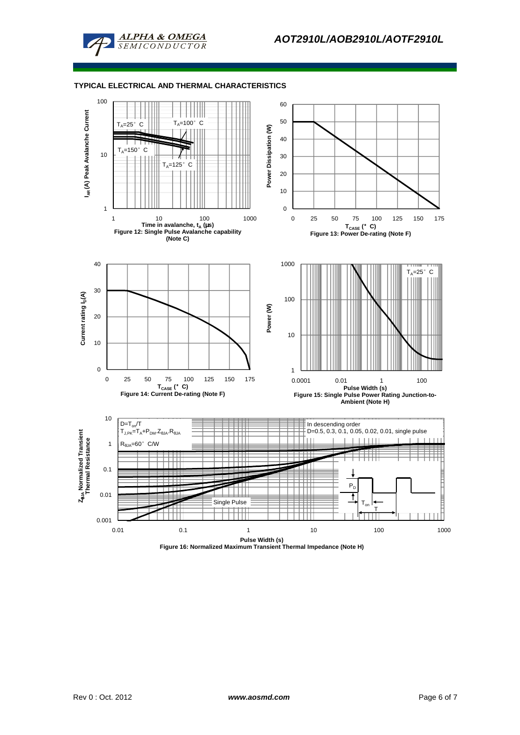## TYPICAL ELECTRICAL AND THERMAL CHARACTERISTICS

$T_A$=25° C
$T_A$=100° C
$T_A$=150° C
$T_A$=125° C

$I_{AR}$ (A) Peak Avalanche Current

Time in avalanche, $t_A$ (μs)

Figure 12: Single Pulse Avalanche capability (Note C)

Power Dissipation (W)

$T_{CASE}$ (° C)

Figure 13: Power De-rating (Note F)

Current rating $I_D$(A)

$T_{CASE}$ (° C)

Figure 14: Current De-rating (Note F)

$T_A$=25° C

Power (W)

Pulse Width (s)

Figure 15: Single Pulse Power Rating Junction-to-Ambient (Note H)

$D=T_{on}/T$
$T_{J,PK}=T_A+P_{DM}.Z_{\theta JA}.R_{\theta JA}$
$R_{\theta JA}$=60° C/W

In descending order
D=0.5, 0.3, 0.1, 0.05, 0.02, 0.01, single pulse

Single Pulse

$P_D$
$T_{on}$
T

$Z_{\theta JA}$ Normalized Transient Thermal Resistance

Pulse Width (s)

Figure 16: Normalized Maximum Transient Thermal Impedance (Note H)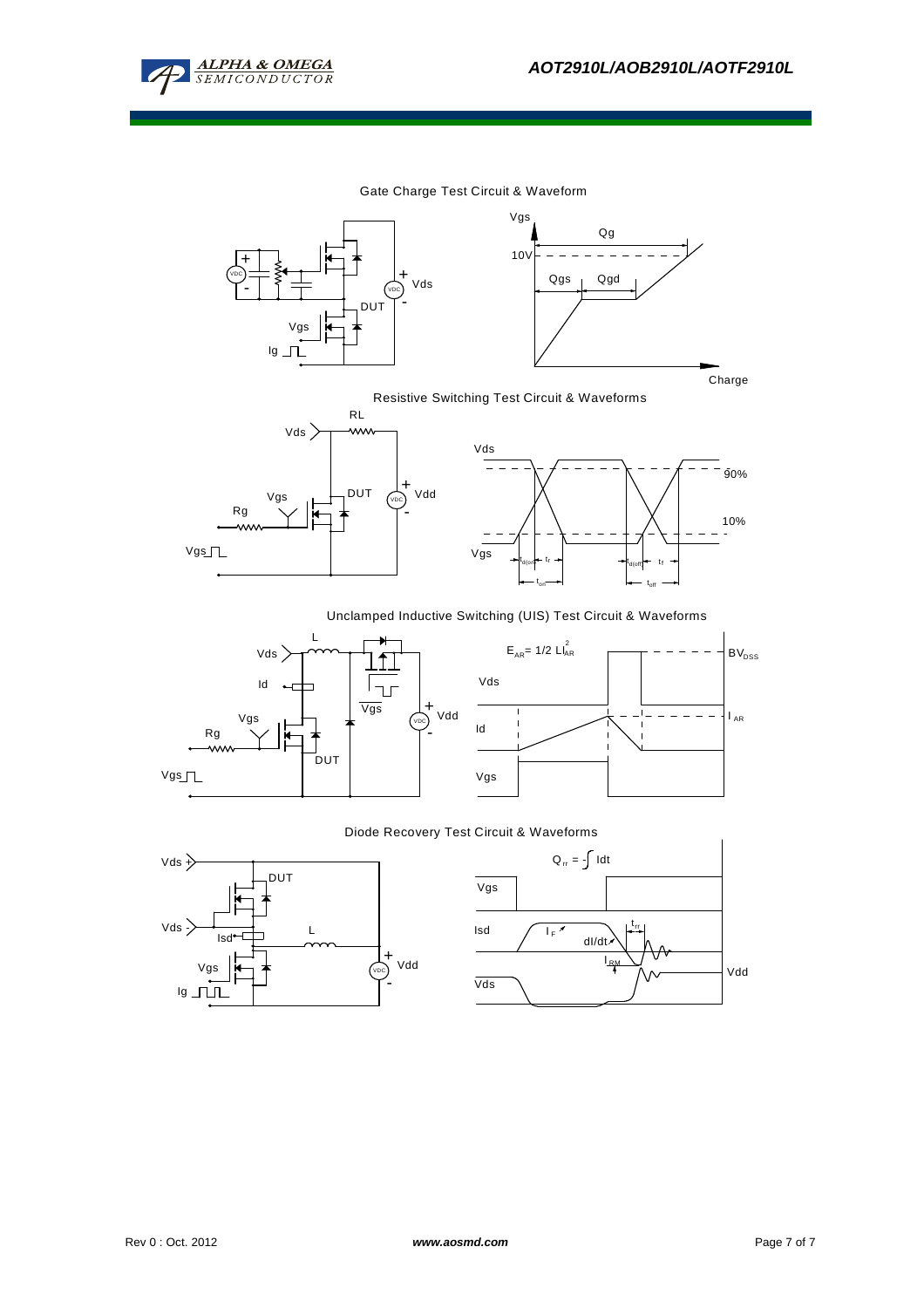Gate Charge Test Circuit & Waveform

VDC
+
-
DUT
Vgs
Ig
+
VDC
-
Vds

Vgs
Qg
10V
Qgs
Qgd
Charge

Resistive Switching Test Circuit & Waveforms

RL
Vds
Vgs
Rg
DUT
+
VDC
-
Vdd
Vgs

Vds
90%
10%
Vgs
$t_{d(on)}$
$t_r$
$t_{on}$
$t_{d(off)}$
$t_f$
$t_{off}$

Unclamped Inductive Switching (UIS) Test Circuit & Waveforms

L
Vds
Id
Vgs
Rg
Vgs
DUT
Vgs
+
VDC
-
Vdd

$E_{AR} = 1/2\ LI_{AR}^2$
$BV_{DSS}$
Vds
Id
$I_{AR}$
Vgs

Diode Recovery Test Circuit & Waveforms

Vds +
DUT
Vds -
Isd
L
Vgs
Ig
+
VDC
-
Vdd

$Q_{rr} = -\int Idt$
Vgs
Isd
$I_F$
dI/dt
$t_{rr}$
$I_{RM}$
Vds
Vdd